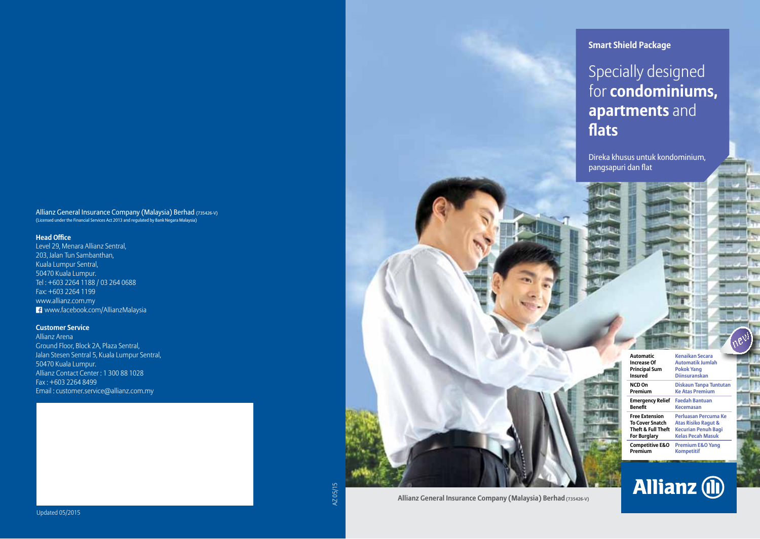Allianz General Insurance Company (Malaysia) Berhad (735426-V)
(Licensed under the Financial Services Act 2013 and regulated by Bank Negara Malaysia)

**Head Office**
Level 29, Menara Allianz Sentral,
203, Jalan Tun Sambanthan,
Kuala Lumpur Sentral,
50470 Kuala Lumpur.
Tel : +603 2264 1188 / 03 264 0688
Fax: +603 2264 1199
www.allianz.com.my
www.facebook.com/AllianzMalaysia

**Customer Service**
Allianz Arena
Ground Floor, Block 2A, Plaza Sentral,
Jalan Stesen Sentral 5, Kuala Lumpur Sentral,
50470 Kuala Lumpur.
Allianz Contact Center : 1 300 88 1028
Fax : +603 2264 8499
Email : customer.service@allianz.com.my

Updated 05/2015

AZ 05/15

**Smart Shield Package**

# Specially designed for **condominiums, apartments** and **flats**

Direka khusus untuk kondominium, pangsapuri dan flat

new

| | |
|---|---|
| **Automatic Increase Of Principal Sum Insured** | **Kenaikan Secara Automatik Jumlah Pokok Yang Diinsuranskan** |
| **NCD On Premium** | **Diskaun Tanpa Tuntutan Ke Atas Premium** |
| **Emergency Relief Benefit** | **Faedah Bantuan Kecemasan** |
| **Free Extension To Cover Snatch Theft & Full Theft For Burglary** | **Perluasan Percuma Ke Atas Risiko Ragut & Kecurian Penuh Bagi Kelas Pecah Masuk** |
| **Competitive E&O Premium** | **Premium E&O Yang Kompetitif** |

**Allianz General Insurance Company (Malaysia) Berhad** (735426-V)

Allianz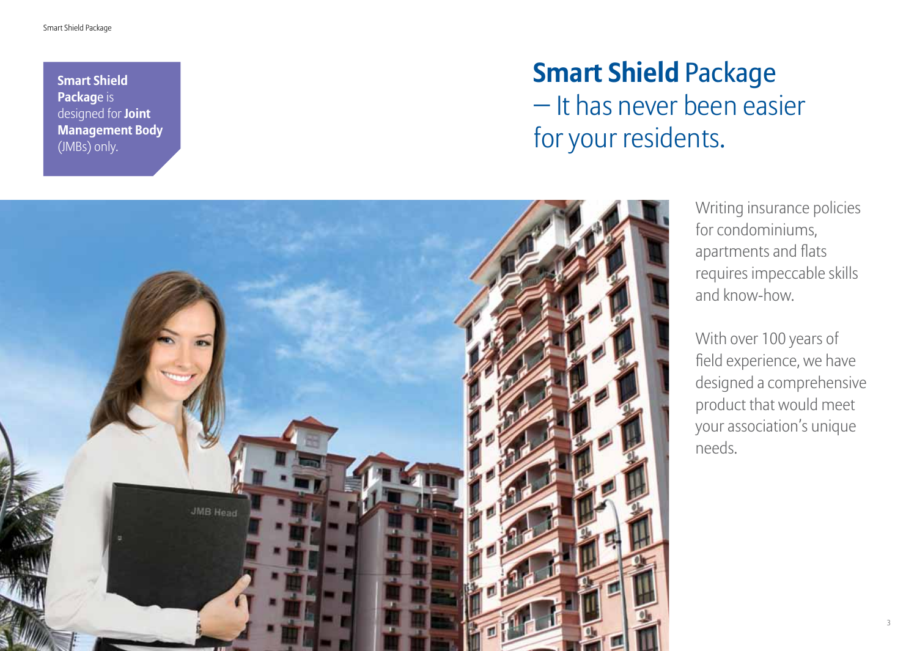**Smart Shield Package** is designed for **Joint Management Body** (JMBs) only.

# **Smart Shield** Package – It has never been easier for your residents.

Writing insurance policies for condominiums, apartments and flats requires impeccable skills and know-how.

With over 100 years of field experience, we have designed a comprehensive product that would meet your association's unique needs.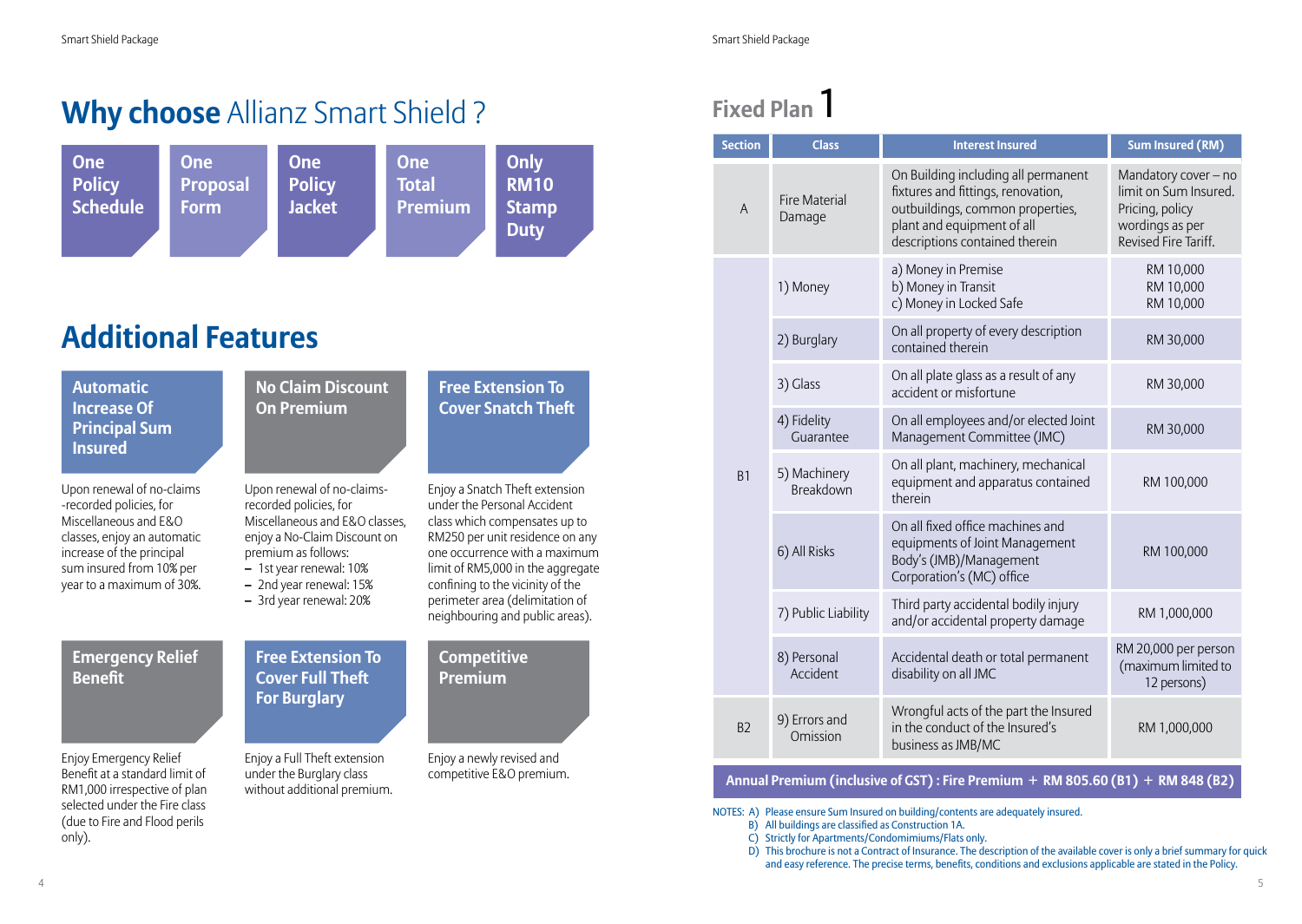# **Why choose** Allianz Smart Shield ?

**One Policy Schedule**

**One Proposal Form**

**One Policy Jacket**

**One Total Premium**

**Only RM10 Stamp Duty**

## Additional Features

### Automatic Increase Of Principal Sum Insured

Upon renewal of no-claims -recorded policies, for Miscellaneous and E&O classes, enjoy an automatic increase of the principal sum insured from 10% per year to a maximum of 30%.

### No Claim Discount On Premium

Upon renewal of no-claims-recorded policies, for Miscellaneous and E&O classes, enjoy a No-Claim Discount on premium as follows:

- 1st year renewal: 10%
- 2nd year renewal: 15%
- 3rd year renewal: 20%

### Free Extension To Cover Snatch Theft

Enjoy a Snatch Theft extension under the Personal Accident class which compensates up to RM250 per unit residence on any one occurrence with a maximum limit of RM5,000 in the aggregate confining to the vicinity of the perimeter area (delimitation of neighbouring and public areas).

### Emergency Relief Benefit

Enjoy Emergency Relief Benefit at a standard limit of RM1,000 irrespective of plan selected under the Fire class (due to Fire and Flood perils only).

### Free Extension To Cover Full Theft For Burglary

Enjoy a Full Theft extension under the Burglary class without additional premium.

### Competitive Premium

Enjoy a newly revised and competitive E&O premium.

# Fixed Plan 1

| Section | Class | Interest Insured | Sum Insured (RM) |
|---|---|---|---|
| A | Fire Material Damage | On Building including all permanent fixtures and fittings, renovation, outbuildings, common properties, plant and equipment of all descriptions contained therein | Mandatory cover – no limit on Sum Insured. Pricing, policy wordings as per Revised Fire Tariff. |
| B1 | 1) Money | a) Money in Premise<br>b) Money in Transit<br>c) Money in Locked Safe | RM 10,000<br>RM 10,000<br>RM 10,000 |
| | 2) Burglary | On all property of every description contained therein | RM 30,000 |
| | 3) Glass | On all plate glass as a result of any accident or misfortune | RM 30,000 |
| | 4) Fidelity Guarantee | On all employees and/or elected Joint Management Committee (JMC) | RM 30,000 |
| | 5) Machinery Breakdown | On all plant, machinery, mechanical equipment and apparatus contained therein | RM 100,000 |
| | 6) All Risks | On all fixed office machines and equipments of Joint Management Body's (JMB)/Management Corporation's (MC) office | RM 100,000 |
| | 7) Public Liability | Third party accidental bodily injury and/or accidental property damage | RM 1,000,000 |
| | 8) Personal Accident | Accidental death or total permanent disability on all JMC | RM 20,000 per person (maximum limited to 12 persons) |
| B2 | 9) Errors and Omission | Wrongful acts of the part the Insured in the conduct of the Insured's business as JMB/MC | RM 1,000,000 |

**Annual Premium (inclusive of GST) : Fire Premium + RM 805.60 (B1) + RM 848 (B2)**

NOTES:
- A) Please ensure Sum Insured on building/contents are adequately insured.
- B) All buildings are classified as Construction 1A.
- C) Strictly for Apartments/Condomimiums/Flats only.
- D) This brochure is not a Contract of Insurance. The description of the available cover is only a brief summary for quick and easy reference. The precise terms, benefits, conditions and exclusions applicable are stated in the Policy.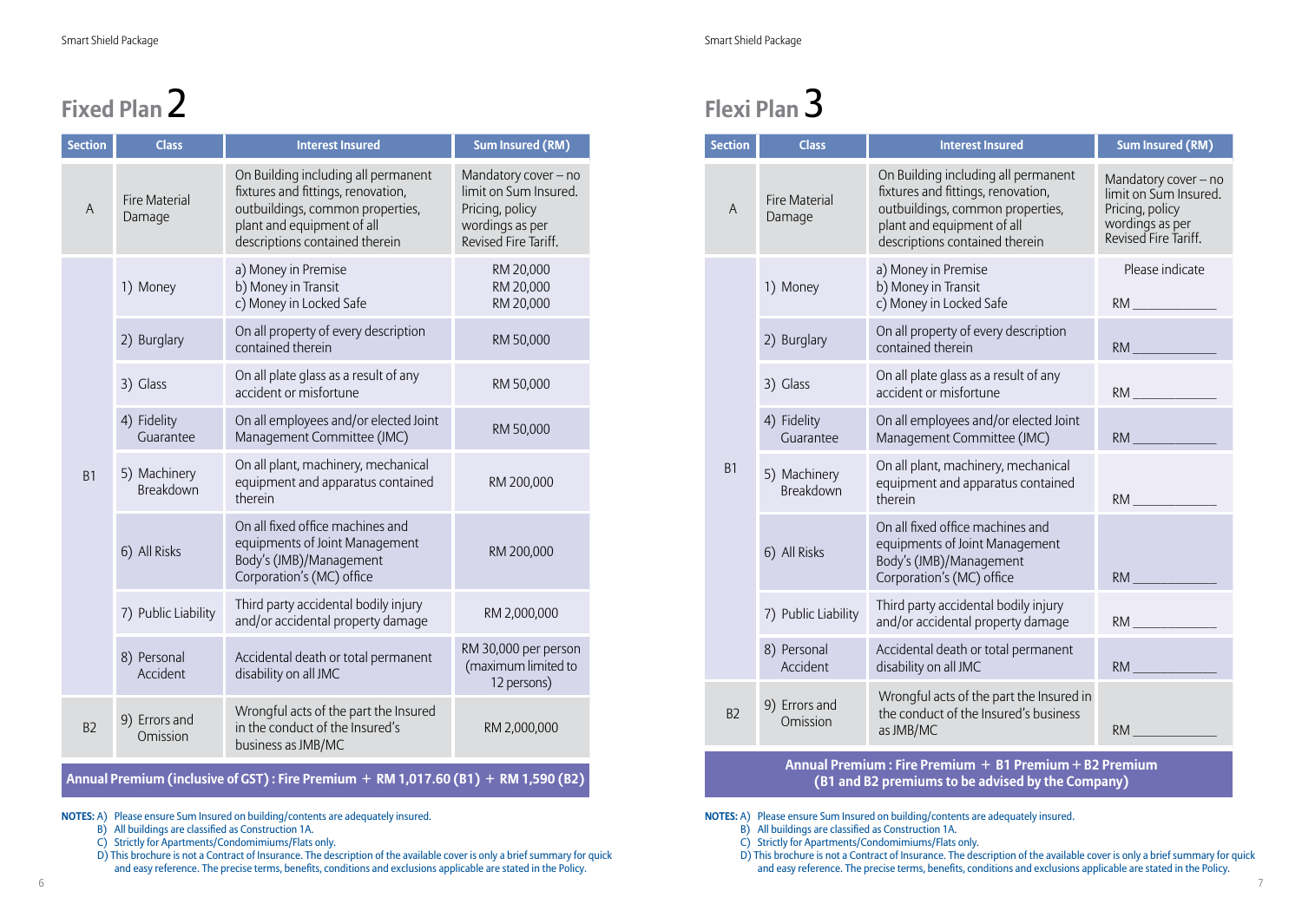# Fixed Plan 2

| Section | Class | Interest Insured | Sum Insured (RM) |
|---|---|---|---|
| A | Fire Material Damage | On Building including all permanent fixtures and fittings, renovation, outbuildings, common properties, plant and equipment of all descriptions contained therein | Mandatory cover – no limit on Sum Insured. Pricing, policy wordings as per Revised Fire Tariff. |
| B1 | 1) Money | a) Money in Premise<br>b) Money in Transit<br>c) Money in Locked Safe | RM 20,000<br>RM 20,000<br>RM 20,000 |
| | 2) Burglary | On all property of every description contained therein | RM 50,000 |
| | 3) Glass | On all plate glass as a result of any accident or misfortune | RM 50,000 |
| | 4) Fidelity Guarantee | On all employees and/or elected Joint Management Committee (JMC) | RM 50,000 |
| | 5) Machinery Breakdown | On all plant, machinery, mechanical equipment and apparatus contained therein | RM 200,000 |
| | 6) All Risks | On all fixed office machines and equipments of Joint Management Body's (JMB)/Management Corporation's (MC) office | RM 200,000 |
| | 7) Public Liability | Third party accidental bodily injury and/or accidental property damage | RM 2,000,000 |
| | 8) Personal Accident | Accidental death or total permanent disability on all JMC | RM 30,000 per person (maximum limited to 12 persons) |
| B2 | 9) Errors and Omission | Wrongful acts of the part the Insured in the conduct of the Insured's business as JMB/MC | RM 2,000,000 |

**Annual Premium (inclusive of GST) : Fire Premium + RM 1,017.60 (B1) + RM 1,590 (B2)**

**NOTES:** A) Please ensure Sum Insured on building/contents are adequately insured.
B) All buildings are classified as Construction 1A.
C) Strictly for Apartments/Condomimiums/Flats only.
D) This brochure is not a Contract of Insurance. The description of the available cover is only a brief summary for quick and easy reference. The precise terms, benefits, conditions and exclusions applicable are stated in the Policy.

# Flexi Plan 3

| Section | Class | Interest Insured | Sum Insured (RM) |
|---|---|---|---|
| A | Fire Material Damage | On Building including all permanent fixtures and fittings, renovation, outbuildings, common properties, plant and equipment of all descriptions contained therein | Mandatory cover – no limit on Sum Insured. Pricing, policy wordings as per Revised Fire Tariff. |
| B1 | 1) Money | a) Money in Premise<br>b) Money in Transit<br>c) Money in Locked Safe | Please indicate<br>RM ___________ |
| | 2) Burglary | On all property of every description contained therein | RM ___________ |
| | 3) Glass | On all plate glass as a result of any accident or misfortune | RM ___________ |
| | 4) Fidelity Guarantee | On all employees and/or elected Joint Management Committee (JMC) | RM ___________ |
| | 5) Machinery Breakdown | On all plant, machinery, mechanical equipment and apparatus contained therein | RM ___________ |
| | 6) All Risks | On all fixed office machines and equipments of Joint Management Body's (JMB)/Management Corporation's (MC) office | RM ___________ |
| | 7) Public Liability | Third party accidental bodily injury and/or accidental property damage | RM ___________ |
| | 8) Personal Accident | Accidental death or total permanent disability on all JMC | RM ___________ |
| B2 | 9) Errors and Omission | Wrongful acts of the part the Insured in the conduct of the Insured's business as JMB/MC | RM ___________ |

**Annual Premium : Fire Premium + B1 Premium + B2 Premium**
**(B1 and B2 premiums to be advised by the Company)**

**NOTES:** A) Please ensure Sum Insured on building/contents are adequately insured.
B) All buildings are classified as Construction 1A.
C) Strictly for Apartments/Condomimiums/Flats only.
D) This brochure is not a Contract of Insurance. The description of the available cover is only a brief summary for quick and easy reference. The precise terms, benefits, conditions and exclusions applicable are stated in the Policy.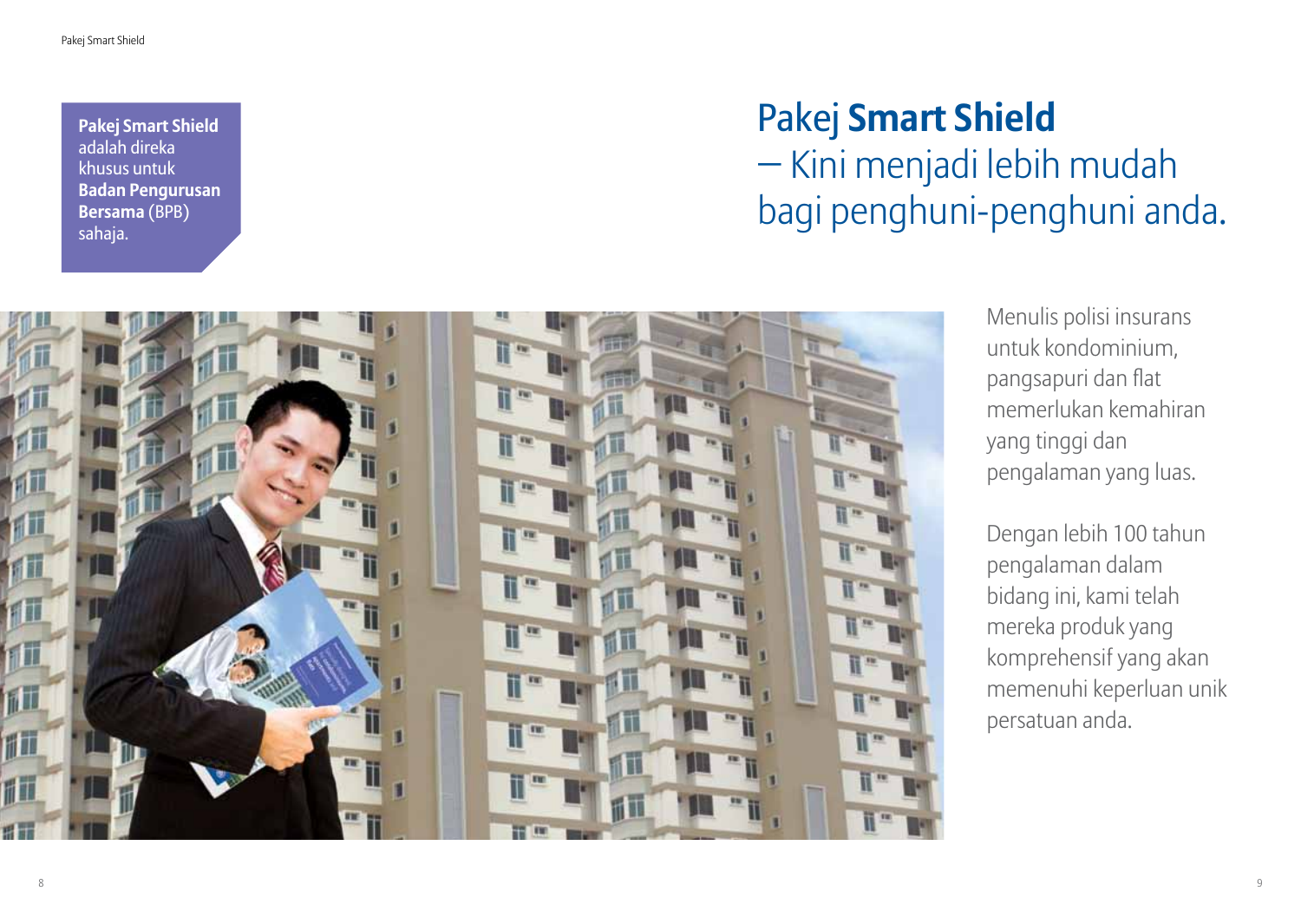**Pakej Smart Shield** adalah direka khusus untuk **Badan Pengurusan Bersama** (BPB) sahaja.

# Pakej **Smart Shield**

## – Kini menjadi lebih mudah bagi penghuni-penghuni anda.

Menulis polisi insurans untuk kondominium, pangsapuri dan flat memerlukan kemahiran yang tinggi dan pengalaman yang luas.

Dengan lebih 100 tahun pengalaman dalam bidang ini, kami telah mereka produk yang komprehensif yang akan memenuhi keperluan unik persatuan anda.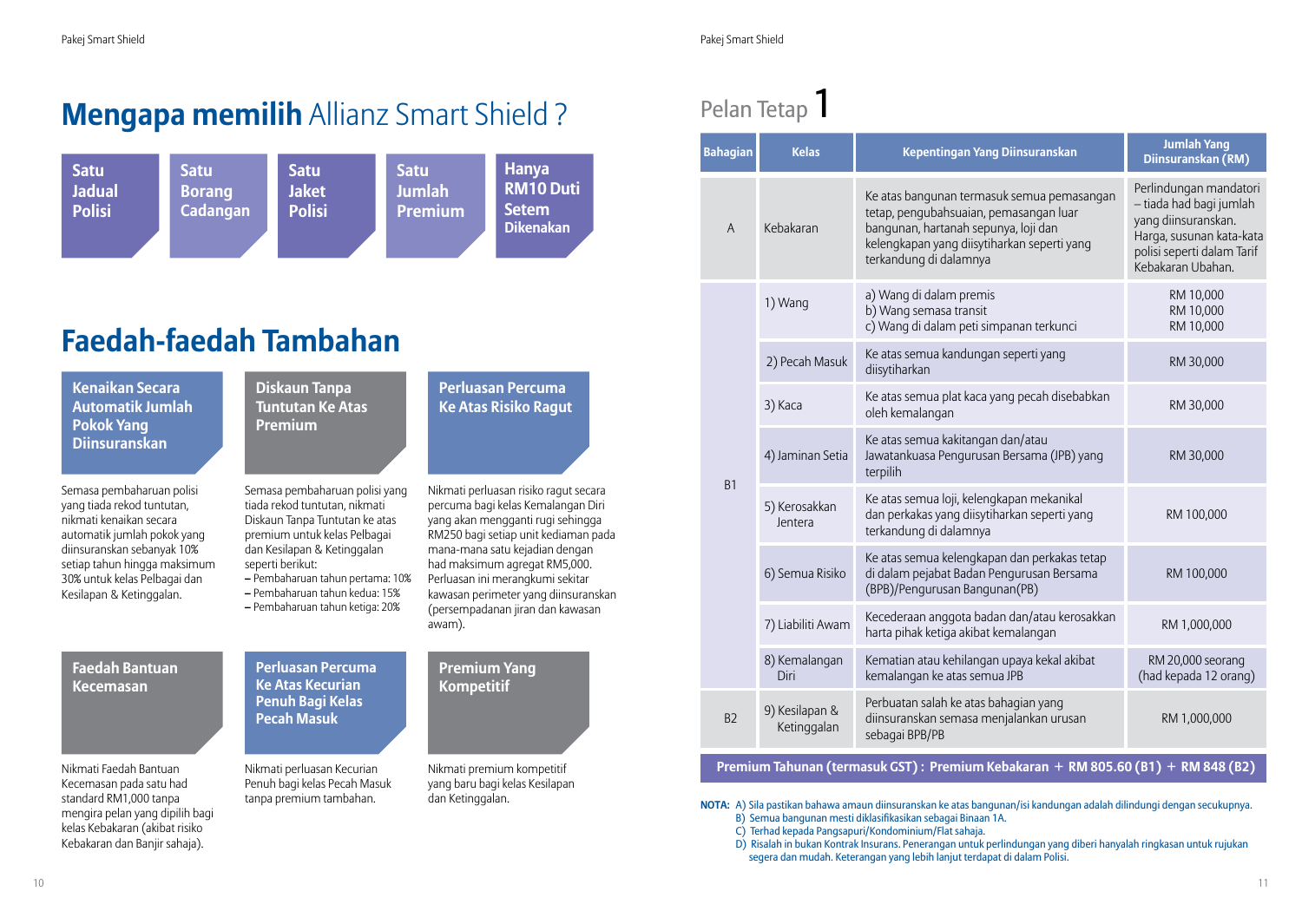# Mengapa memilih Allianz Smart Shield ?

- **Satu Jadual Polisi**
- **Satu Borang Cadangan**
- **Satu Jaket Polisi**
- **Satu Jumlah Premium**
- **Hanya RM10 Duti Setem Dikenakan**

# Faedah-faedah Tambahan

### Kenaikan Secara Automatik Jumlah Pokok Yang Diinsuranskan

Semasa pembaharuan polisi yang tiada rekod tuntutan, nikmati kenaikan secara automatik jumlah pokok yang diinsuranskan sebanyak 10% setiap tahun hingga maksimum 30% untuk kelas Pelbagai dan Kesilapan & Ketinggalan.

### Diskaun Tanpa Tuntutan Ke Atas Premium

Semasa pembaharuan polisi yang tiada rekod tuntutan, nikmati Diskaun Tanpa Tuntutan ke atas premium untuk kelas Pelbagai dan Kesilapan & Ketinggalan seperti berikut:

- Pembaharuan tahun pertama: 10%
- Pembaharuan tahun kedua: 15%
- Pembaharuan tahun ketiga: 20%

### Perluasan Percuma Ke Atas Risiko Ragut

Nikmati perluasan risiko ragut secara percuma bagi kelas Kemalangan Diri yang akan mengganti rugi sehingga RM250 bagi setiap unit kediaman pada mana-mana satu kejadian dengan had maksimum agregat RM5,000. Perluasan ini merangkumi sekitar kawasan perimeter yang diinsuranskan (persempadanan jiran dan kawasan awam).

### Faedah Bantuan Kecemasan

Nikmati Faedah Bantuan Kecemasan pada satu had standard RM1,000 tanpa mengira pelan yang dipilih bagi kelas Kebakaran (akibat risiko Kebakaran dan Banjir sahaja).

### Perluasan Percuma Ke Atas Kecurian Penuh Bagi Kelas Pecah Masuk

Nikmati perluasan Kecurian Penuh bagi kelas Pecah Masuk tanpa premium tambahan.

### Premium Yang Kompetitif

Nikmati premium kompetitif yang baru bagi kelas Kesilapan dan Ketinggalan.

# Pelan Tetap 1

| Bahagian | Kelas | Kepentingan Yang Diinsuranskan | Jumlah Yang Diinsuranskan (RM) |
|---|---|---|---|
| A | Kebakaran | Ke atas bangunan termasuk semua pemasangan tetap, pengubahsuaian, pemasangan luar bangunan, hartanah sepunya, loji dan kelengkapan yang diisytiharkan seperti yang terkandung di dalamnya | Perlindungan mandatori – tiada had bagi jumlah yang diinsuranskan. Harga, susunan kata-kata polisi seperti dalam Tarif Kebakaran Ubahan. |
| B1 | 1) Wang | a) Wang di dalam premis<br>b) Wang semasa transit<br>c) Wang di dalam peti simpanan terkunci | RM 10,000<br>RM 10,000<br>RM 10,000 |
| | 2) Pecah Masuk | Ke atas semua kandungan seperti yang diisytiharkan | RM 30,000 |
| | 3) Kaca | Ke atas semua plat kaca yang pecah disebabkan oleh kemalangan | RM 30,000 |
| | 4) Jaminan Setia | Ke atas semua kakitangan dan/atau Jawatankuasa Pengurusan Bersama (JPB) yang terpilih | RM 30,000 |
| | 5) Kerosakkan Jentera | Ke atas semua loji, kelengkapan mekanikal dan perkakas yang diisytiharkan seperti yang terkandung di dalamnya | RM 100,000 |
| | 6) Semua Risiko | Ke atas semua kelengkapan dan perkakas tetap di dalam pejabat Badan Pengurusan Bersama (BPB)/Pengurusan Bangunan(PB) | RM 100,000 |
| | 7) Liabiliti Awam | Kecederaan anggota badan dan/atau kerosakkan harta pihak ketiga akibat kemalangan | RM 1,000,000 |
| | 8) Kemalangan Diri | Kematian atau kehilangan upaya kekal akibat kemalangan ke atas semua JPB | RM 20,000 seorang (had kepada 12 orang) |
| B2 | 9) Kesilapan & Ketinggalan | Perbuatan salah ke atas bahagian yang diinsuranskan semasa menjalankan urusan sebagai BPB/PB | RM 1,000,000 |

**Premium Tahunan (termasuk GST) : Premium Kebakaran + RM 805.60 (B1) + RM 848 (B2)**

**NOTA:**
A) Sila pastikan bahawa amaun diinsuranskan ke atas bangunan/isi kandungan adalah dilindungi dengan secukupnya.
B) Semua bangunan mesti diklasifikasikan sebagai Binaan 1A.
C) Terhad kepada Pangsapuri/Kondominium/Flat sahaja.
D) Risalah in bukan Kontrak Insurans. Penerangan untuk perlindungan yang diberi hanyalah ringkasan untuk rujukan segera dan mudah. Keterangan yang lebih lanjut terdapat di dalam Polisi.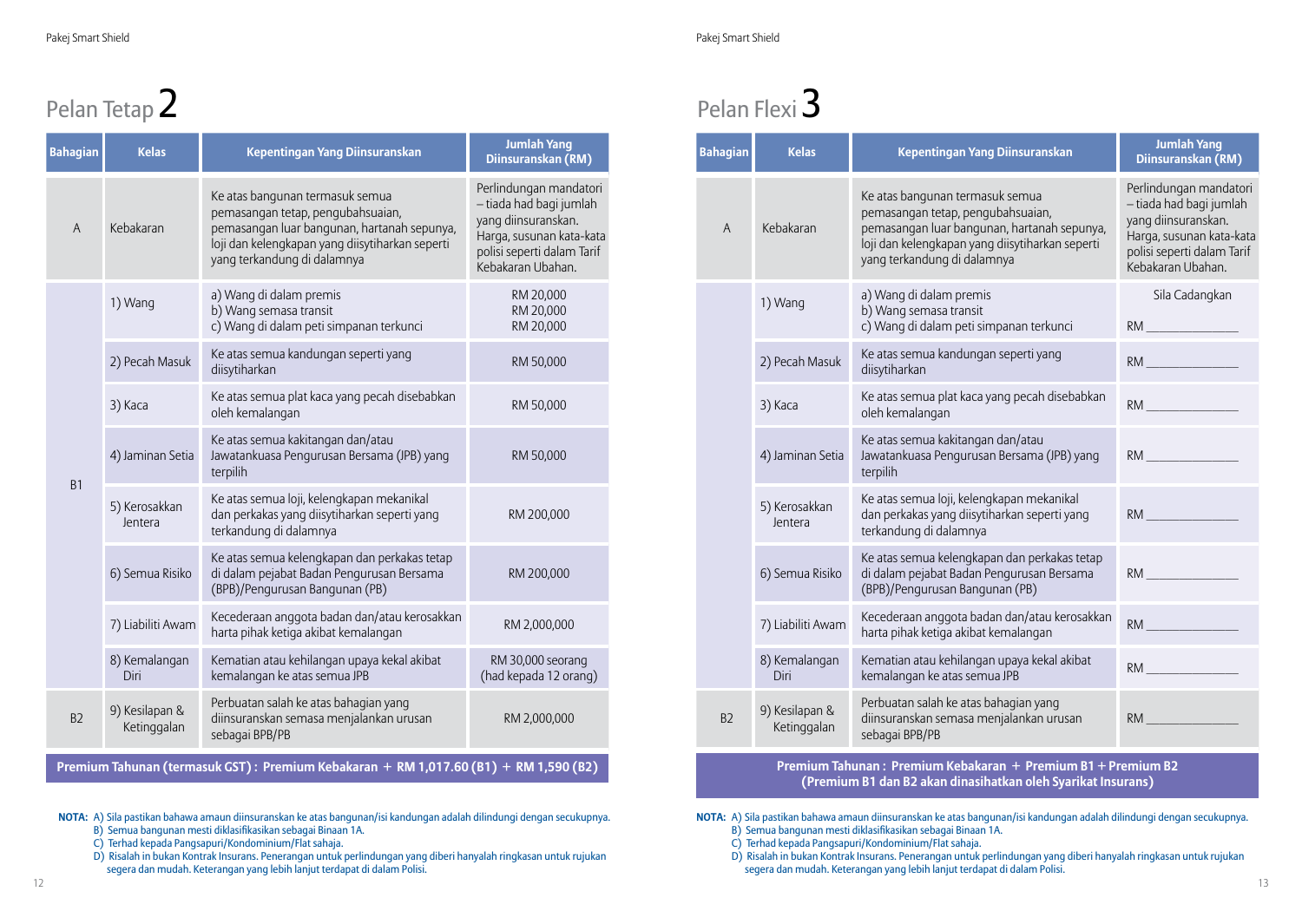# Pelan Tetap 2

| Bahagian | Kelas | Kepentingan Yang Diinsuranskan | Jumlah Yang Diinsuranskan (RM) |
|---|---|---|---|
| A | Kebakaran | Ke atas bangunan termasuk semua pemasangan tetap, pengubahsuaian, pemasangan luar bangunan, hartanah sepunya, loji dan kelengkapan yang diisytiharkan seperti yang terkandung di dalamnya | Perlindungan mandatori – tiada had bagi jumlah yang diinsuranskan. Harga, susunan kata-kata polisi seperti dalam Tarif Kebakaran Ubahan. |
| B1 | 1) Wang | a) Wang di dalam premis<br>b) Wang semasa transit<br>c) Wang di dalam peti simpanan terkunci | RM 20,000<br>RM 20,000<br>RM 20,000 |
| | 2) Pecah Masuk | Ke atas semua kandungan seperti yang diisytiharkan | RM 50,000 |
| | 3) Kaca | Ke atas semua plat kaca yang pecah disebabkan oleh kemalangan | RM 50,000 |
| | 4) Jaminan Setia | Ke atas semua kakitangan dan/atau Jawatankuasa Pengurusan Bersama (JPB) yang terpilih | RM 50,000 |
| | 5) Kerosakkan Jentera | Ke atas semua loji, kelengkapan mekanikal dan perkakas yang diisytiharkan seperti yang terkandung di dalamnya | RM 200,000 |
| | 6) Semua Risiko | Ke atas semua kelengkapan dan perkakas tetap di dalam pejabat Badan Pengurusan Bersama (BPB)/Pengurusan Bangunan (PB) | RM 200,000 |
| | 7) Liabiliti Awam | Kecederaan anggota badan dan/atau kerosakkan harta pihak ketiga akibat kemalangan | RM 2,000,000 |
| | 8) Kemalangan Diri | Kematian atau kehilangan upaya kekal akibat kemalangan ke atas semua JPB | RM 30,000 seorang (had kepada 12 orang) |
| B2 | 9) Kesilapan & Ketinggalan | Perbuatan salah ke atas bahagian yang diinsuranskan semasa menjalankan urusan sebagai BPB/PB | RM 2,000,000 |

**Premium Tahunan (termasuk GST) : Premium Kebakaran + RM 1,017.60 (B1) + RM 1,590 (B2)**

**NOTA:**
A) Sila pastikan bahawa amaun diinsuranskan ke atas bangunan/isi kandungan adalah dilindungi dengan secukupnya.
B) Semua bangunan mesti diklasifikasikan sebagai Binaan 1A.
C) Terhad kepada Pangsapuri/Kondominium/Flat sahaja.
D) Risalah in bukan Kontrak Insurans. Penerangan untuk perlindungan yang diberi hanyalah ringkasan untuk rujukan segera dan mudah. Keterangan yang lebih lanjut terdapat di dalam Polisi.

# Pelan Flexi 3

| Bahagian | Kelas | Kepentingan Yang Diinsuranskan | Jumlah Yang Diinsuranskan (RM) |
|---|---|---|---|
| A | Kebakaran | Ke atas bangunan termasuk semua pemasangan tetap, pengubahsuaian, pemasangan luar bangunan, hartanah sepunya, loji dan kelengkapan yang diisytiharkan seperti yang terkandung di dalamnya | Perlindungan mandatori – tiada had bagi jumlah yang diinsuranskan. Harga, susunan kata-kata polisi seperti dalam Tarif Kebakaran Ubahan. |
| B1 | 1) Wang | a) Wang di dalam premis<br>b) Wang semasa transit<br>c) Wang di dalam peti simpanan terkunci | Sila Cadangkan<br>RM ______________ |
| | 2) Pecah Masuk | Ke atas semua kandungan seperti yang diisytiharkan | RM ______________ |
| | 3) Kaca | Ke atas semua plat kaca yang pecah disebabkan oleh kemalangan | RM ______________ |
| | 4) Jaminan Setia | Ke atas semua kakitangan dan/atau Jawatankuasa Pengurusan Bersama (JPB) yang terpilih | RM ______________ |
| | 5) Kerosakkan Jentera | Ke atas semua loji, kelengkapan mekanikal dan perkakas yang diisytiharkan seperti yang terkandung di dalamnya | RM ______________ |
| | 6) Semua Risiko | Ke atas semua kelengkapan dan perkakas tetap di dalam pejabat Badan Pengurusan Bersama (BPB)/Pengurusan Bangunan (PB) | RM ______________ |
| | 7) Liabiliti Awam | Kecederaan anggota badan dan/atau kerosakkan harta pihak ketiga akibat kemalangan | RM ______________ |
| | 8) Kemalangan Diri | Kematian atau kehilangan upaya kekal akibat kemalangan ke atas semua JPB | RM ______________ |
| B2 | 9) Kesilapan & Ketinggalan | Perbuatan salah ke atas bahagian yang diinsuranskan semasa menjalankan urusan sebagai BPB/PB | RM ______________ |

**Premium Tahunan : Premium Kebakaran + Premium B1 + Premium B2**
**(Premium B1 dan B2 akan dinasihatkan oleh Syarikat Insurans)**

**NOTA:**
A) Sila pastikan bahawa amaun diinsuranskan ke atas bangunan/isi kandungan adalah dilindungi dengan secukupnya.
B) Semua bangunan mesti diklasifikasikan sebagai Binaan 1A.
C) Terhad kepada Pangsapuri/Kondominium/Flat sahaja.
D) Risalah in bukan Kontrak Insurans. Penerangan untuk perlindungan yang diberi hanyalah ringkasan untuk rujukan segera dan mudah. Keterangan yang lebih lanjut terdapat di dalam Polisi.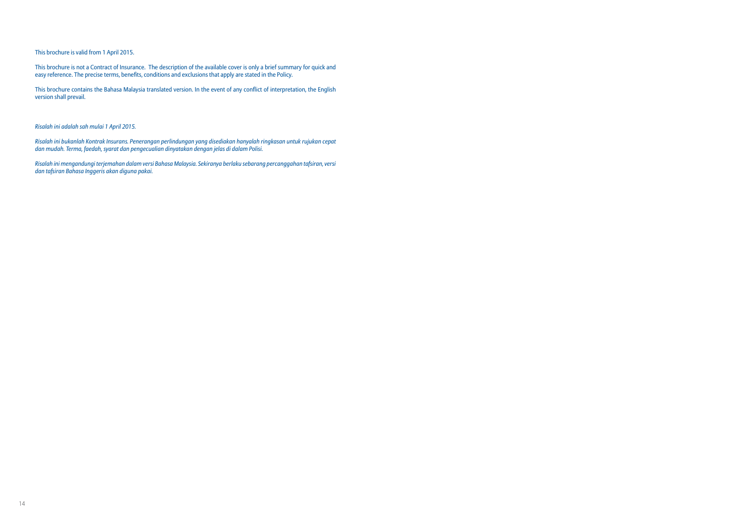This brochure is valid from 1 April 2015.

This brochure is not a Contract of Insurance. The description of the available cover is only a brief summary for quick and easy reference. The precise terms, benefits, conditions and exclusions that apply are stated in the Policy.

This brochure contains the Bahasa Malaysia translated version. In the event of any conflict of interpretation, the English version shall prevail.

*Risalah ini adalah sah mulai 1 April 2015.*

*Risalah ini bukanlah Kontrak Insurans. Penerangan perlindungan yang disediakan hanyalah ringkasan untuk rujukan cepat dan mudah. Terma, faedah, syarat dan pengecualian dinyatakan dengan jelas di dalam Polisi.*

*Risalah ini mengandungi terjemahan dalam versi Bahasa Malaysia. Sekiranya berlaku sebarang percanggahan tafsiran, versi dan tafsiran Bahasa Inggeris akan diguna pakai.*